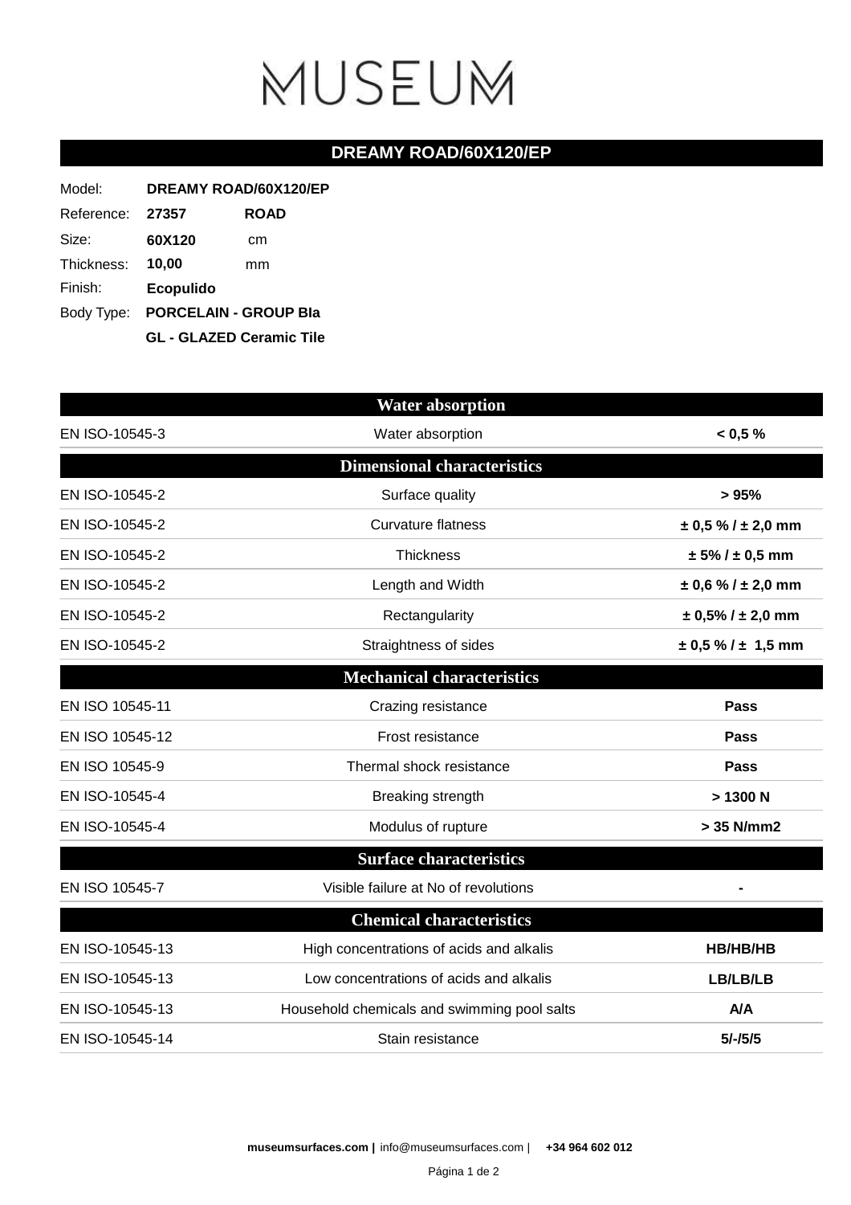# MUSEUM

## DREAMY ROAD/60X120/EP

| | | |
|---|---|---|
| Model: | **DREAMY ROAD/60X120/EP** | |
| Reference: | **27357** | **ROAD** |
| Size: | **60X120** | cm |
| Thickness: | **10,00** | mm |
| Finish: | **Ecopulido** | |
| Body Type: | **PORCELAIN - GROUP BIa** | |
| | **GL - GLAZED Ceramic Tile** | |

| | **Water absorption** | |
|---|---|---|
| EN ISO-10545-3 | Water absorption | **< 0,5 %** |
| | **Dimensional characteristics** | |
| EN ISO-10545-2 | Surface quality | **> 95%** |
| EN ISO-10545-2 | Curvature flatness | **± 0,5 % / ± 2,0 mm** |
| EN ISO-10545-2 | Thickness | **± 5% / ± 0,5 mm** |
| EN ISO-10545-2 | Length and Width | **± 0,6 % / ± 2,0 mm** |
| EN ISO-10545-2 | Rectangularity | **± 0,5% / ± 2,0 mm** |
| EN ISO-10545-2 | Straightness of sides | **± 0,5 % / ± 1,5 mm** |
| | **Mechanical characteristics** | |
| EN ISO 10545-11 | Crazing resistance | **Pass** |
| EN ISO 10545-12 | Frost resistance | **Pass** |
| EN ISO 10545-9 | Thermal shock resistance | **Pass** |
| EN ISO-10545-4 | Breaking strength | **> 1300 N** |
| EN ISO-10545-4 | Modulus of rupture | **> 35 N/mm2** |
| | **Surface characteristics** | |
| EN ISO 10545-7 | Visible failure at No of revolutions | **-** |
| | **Chemical characteristics** | |
| EN ISO-10545-13 | High concentrations of acids and alkalis | **HB/HB/HB** |
| EN ISO-10545-13 | Low concentrations of acids and alkalis | **LB/LB/LB** |
| EN ISO-10545-13 | Household chemicals and swimming pool salts | **A/A** |
| EN ISO-10545-14 | Stain resistance | **5/-/5/5** |

**museumsurfaces.com |** info@museumsurfaces.com | **+34 964 602 012**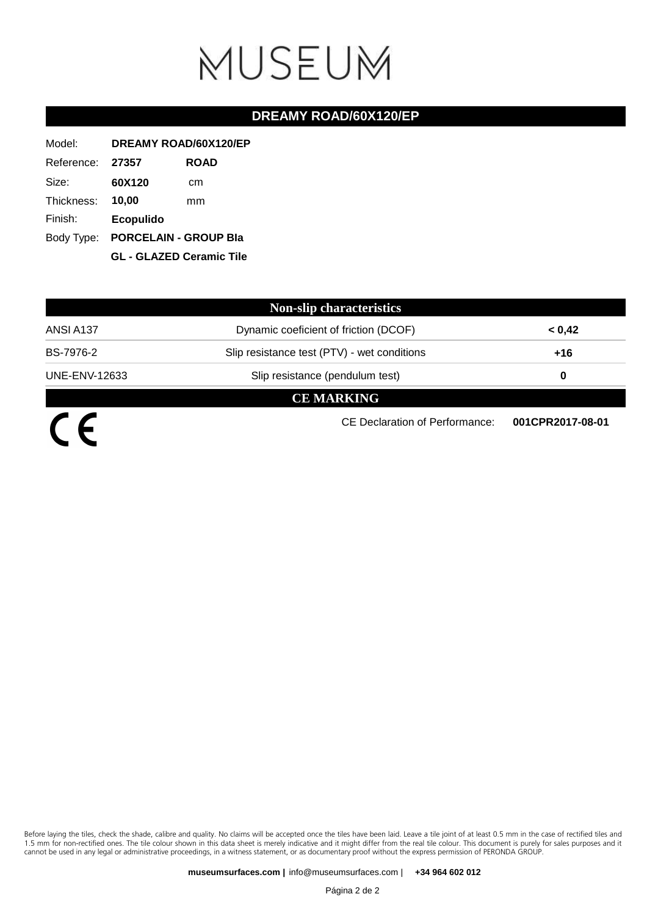# MUSEUM

## DREAMY ROAD/60X120/EP

| | | |
|---|---|---|
| Model: | **DREAMY ROAD/60X120/EP** | |
| Reference: | **27357** | **ROAD** |
| Size: | **60X120** | cm |
| Thickness: | **10,00** | mm |
| Finish: | **Ecopulido** | |
| Body Type: | **PORCELAIN - GROUP BIa** | |
| | **GL - GLAZED Ceramic Tile** | |

## Non-slip characteristics

| | | |
|---|---|---|
| ANSI A137 | Dynamic coeficient of friction (DCOF) | **< 0,42** |
| BS-7976-2 | Slip resistance test (PTV) - wet conditions | **+16** |
| UNE-ENV-12633 | Slip resistance (pendulum test) | **0** |

## CE MARKING

CE

CE Declaration of Performance: **001CPR2017-08-01**

Before laying the tiles, check the shade, calibre and quality. No claims will be accepted once the tiles have been laid. Leave a tile joint of at least 0.5 mm in the case of rectified tiles and 1.5 mm for non-rectified ones. The tile colour shown in this data sheet is merely indicative and it might differ from the real tile colour. This document is purely for sales purposes and it cannot be used in any legal or administrative proceedings, in a witness statement, or as documentary proof without the express permission of PERONDA GROUP.

**museumsurfaces.com |** info@museumsurfaces.com | **+34 964 602 012**